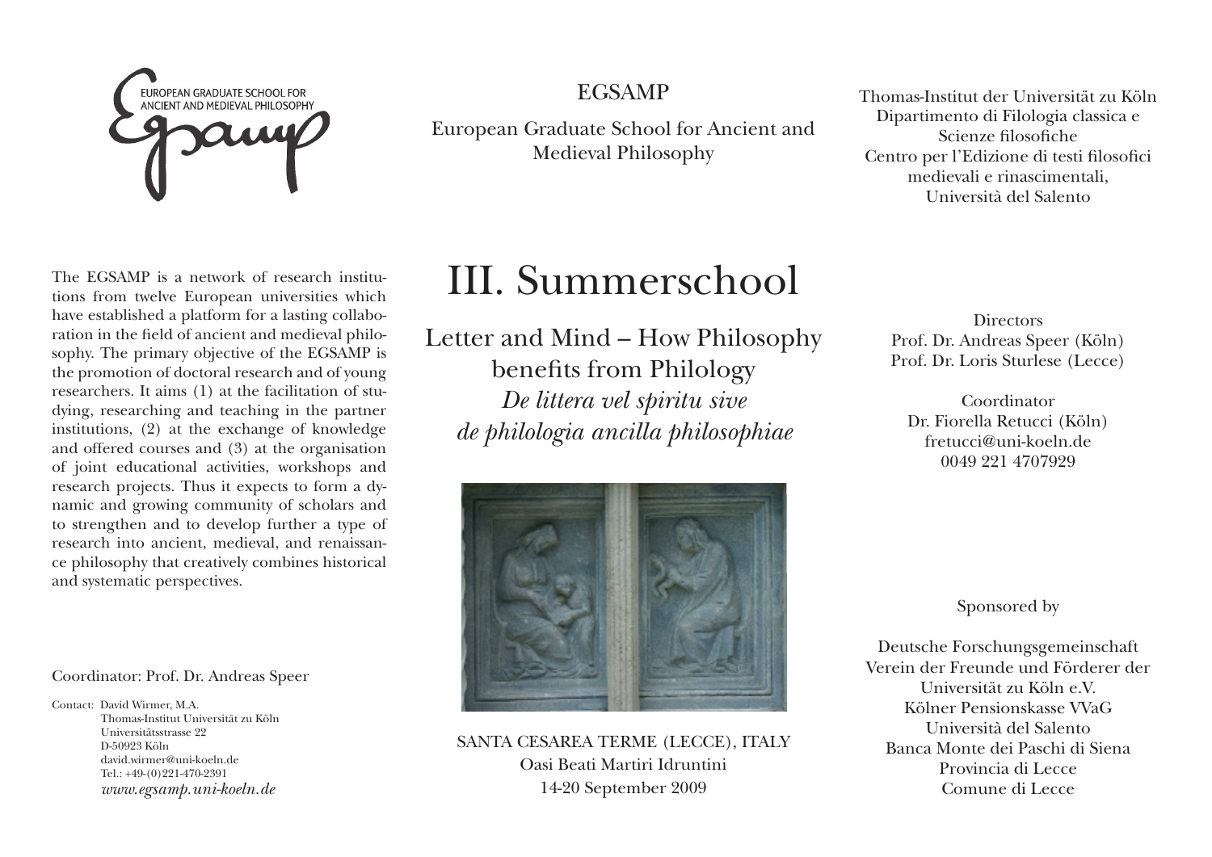EUROPEAN GRADUATE SCHOOL FOR ANCIENT AND MEDIEVAL PHILOSOPHY

EGSAMP

European Graduate School for Ancient and Medieval Philosophy

Thomas-Institut der Universität zu Köln
Dipartimento di Filologia classica e Scienze filosofiche
Centro per l'Edizione di testi filosofici medievali e rinascimentali,
Università del Salento

The EGSAMP is a network of research institutions from twelve European universities which have established a platform for a lasting collaboration in the field of ancient and medieval philosophy. The primary objective of the EGSAMP is the promotion of doctoral research and of young researchers. It aims (1) at the facilitation of studying, researching and teaching in the partner institutions, (2) at the exchange of knowledge and offered courses and (3) at the organisation of joint educational activities, workshops and research projects. Thus it expects to form a dynamic and growing community of scholars and to strengthen and to develop further a type of research into ancient, medieval, and renaissance philosophy that creatively combines historical and systematic perspectives.

Coordinator: Prof. Dr. Andreas Speer

Contact: David Wirmer, M.A.
Thomas-Institut Universität zu Köln
Universitätsstrasse 22
D-50923 Köln
david.wirmer@uni-koeln.de
Tel.: +49-(0)221-470-2391
*www.egsamp.uni-koeln.de*

# III. Summerschool

## Letter and Mind – How Philosophy benefits from Philology

*De littera vel spiritu sive de philologia ancilla philosophiae*

SANTA CESAREA TERME (LECCE), ITALY
Oasi Beati Martiri Idruntini
14-20 September 2009

Directors
Prof. Dr. Andreas Speer (Köln)
Prof. Dr. Loris Sturlese (Lecce)

Coordinator
Dr. Fiorella Retucci (Köln)
fretucci@uni-koeln.de
0049 221 4707929

Sponsored by

Deutsche Forschungsgemeinschaft
Verein der Freunde und Förderer der Universität zu Köln e.V.
Kölner Pensionskasse VVaG
Università del Salento
Banca Monte dei Paschi di Siena
Provincia di Lecce
Comune di Lecce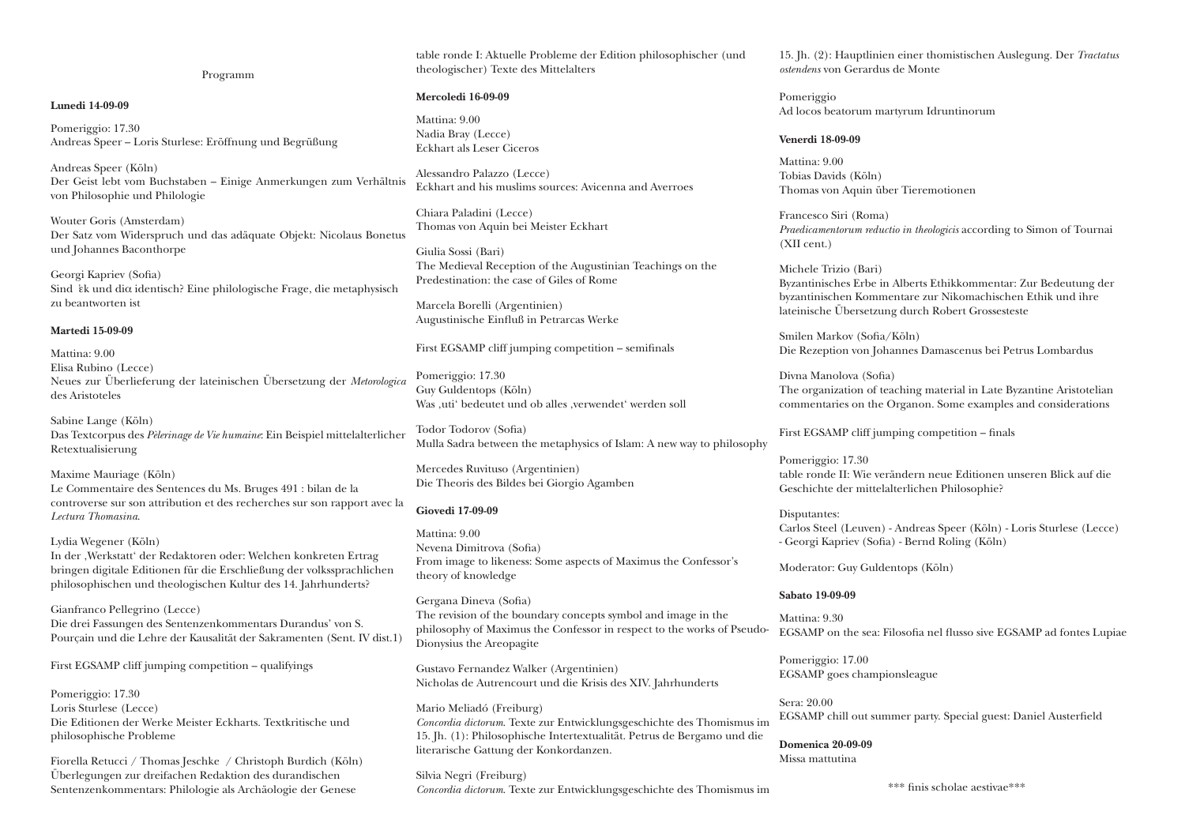Programm

**Lunedi 14-09-09**

Pomeriggio: 17.30
Andreas Speer – Loris Sturlese: Eröffnung und Begrüßung

Andreas Speer (Köln)
Der Geist lebt vom Buchstaben – Einige Anmerkungen zum Verhältnis von Philosophie und Philologie

Wouter Goris (Amsterdam)
Der Satz vom Widerspruch und das adäquate Objekt: Nicolaus Bonetus und Johannes Baconthorpe

Georgi Kapriev (Sofia)
Sind ἐk und diα identisch? Eine philologische Frage, die metaphysisch zu beantworten ist

**Martedi 15-09-09**

Mattina: 9.00
Elisa Rubino (Lecce)
Neues zur Überlieferung der lateinischen Übersetzung der *Metorologica* des Aristoteles

Sabine Lange (Köln)
Das Textcorpus des *Pèlerinage de Vie humaine*: Ein Beispiel mittelalterlicher Retextualisierung

Maxime Mauriage (Köln)
Le Commentaire des Sentences du Ms. Bruges 491 : bilan de la controverse sur son attribution et des recherches sur son rapport avec la *Lectura Thomasina*.

Lydia Wegener (Köln)
In der ‚Werkstatt' der Redaktoren oder: Welchen konkreten Ertrag bringen digitale Editionen für die Erschließung der volkssprachlichen philosophischen und theologischen Kultur des 14. Jahrhunderts?

Gianfranco Pellegrino (Lecce)
Die drei Fassungen des Sentenzenkommentars Durandus' von S. Pourçain und die Lehre der Kausalität der Sakramenten (Sent. IV dist.1)

First EGSAMP cliff jumping competition – qualifyings

Pomeriggio: 17.30
Loris Sturlese (Lecce)
Die Editionen der Werke Meister Eckharts. Textkritische und philosophische Probleme

Fiorella Retucci / Thomas Jeschke / Christoph Burdich (Köln)
Überlegungen zur dreifachen Redaktion des durandischen Sentenzenkommentars: Philologie als Archäologie der Genese

table ronde I: Aktuelle Probleme der Edition philosophischer (und theologischer) Texte des Mittelalters

**Mercoledi 16-09-09**

Mattina: 9.00
Nadia Bray (Lecce)
Eckhart als Leser Ciceros

Alessandro Palazzo (Lecce)
Eckhart and his muslims sources: Avicenna and Averroes

Chiara Paladini (Lecce)
Thomas von Aquin bei Meister Eckhart

Giulia Sossi (Bari)
The Medieval Reception of the Augustinian Teachings on the Predestination: the case of Giles of Rome

Marcela Borelli (Argentinien)
Augustinische Einfluß in Petrarcas Werke

First EGSAMP cliff jumping competition – semifinals

Pomeriggio: 17.30
Guy Guldentops (Köln)
Was ‚uti' bedeutet und ob alles ‚verwendet' werden soll

Todor Todorov (Sofia)
Mulla Sadra between the metaphysics of Islam: A new way to philosophy

Mercedes Ruvituso (Argentinien)
Die Theoris des Bildes bei Giorgio Agamben

**Giovedi 17-09-09**

Mattina: 9.00
Nevena Dimitrova (Sofia)
From image to likeness: Some aspects of Maximus the Confessor's theory of knowledge

Gergana Dineva (Sofia)
The revision of the boundary concepts symbol and image in the philosophy of Maximus the Confessor in respect to the works of Pseudo-Dionysius the Areopagite

Gustavo Fernandez Walker (Argentinien)
Nicholas de Autrencourt und die Krisis des XIV. Jahrhunderts

Mario Meliadó (Freiburg)
*Concordia dictorum*. Texte zur Entwicklungsgeschichte des Thomismus im 15. Jh. (1): Philosophische Intertextualität. Petrus de Bergamo und die literarische Gattung der Konkordanzen.

Silvia Negri (Freiburg)
*Concordia dictorum*. Texte zur Entwicklungsgeschichte des Thomismus im 15. Jh. (2): Hauptlinien einer thomistischen Auslegung. Der *Tractatus ostendens* von Gerardus de Monte

Pomeriggio
Ad locos beatorum martyrum Idruntinorum

**Venerdi 18-09-09**

Mattina: 9.00
Tobias Davids (Köln)
Thomas von Aquin über Tieremotionen

Francesco Siri (Roma)
*Praedicamentorum reductio in theologicis* according to Simon of Tournai (XII cent.)

Michele Trizio (Bari)
Byzantinisches Erbe in Alberts Ethikkommentar: Zur Bedeutung der byzantinischen Kommentare zur Nikomachischen Ethik und ihre lateinische Übersetzung durch Robert Grosseteste

Smilen Markov (Sofia/Köln)
Die Rezeption von Johannes Damascenus bei Petrus Lombardus

Divna Manolova (Sofia)
The organization of teaching material in Late Byzantine Aristotelian commentaries on the Organon. Some examples and considerations

First EGSAMP cliff jumping competition – finals

Pomeriggio: 17.30
table ronde II: Wie verändern neue Editionen unseren Blick auf die Geschichte der mittelalterlichen Philosophie?

Disputantes:
Carlos Steel (Leuven) - Andreas Speer (Köln) - Loris Sturlese (Lecce) - Georgi Kapriev (Sofia) - Bernd Roling (Köln)

Moderator: Guy Guldentops (Köln)

**Sabato 19-09-09**

Mattina: 9.30
EGSAMP on the sea: Filosofia nel flusso sive EGSAMP ad fontes Lupiae

Pomeriggio: 17.00
EGSAMP goes championsleague

Sera: 20.00
EGSAMP chill out summer party. Special guest: Daniel Austerfield

**Domenica 20-09-09**
Missa mattutina

*** finis scholae aestivae***